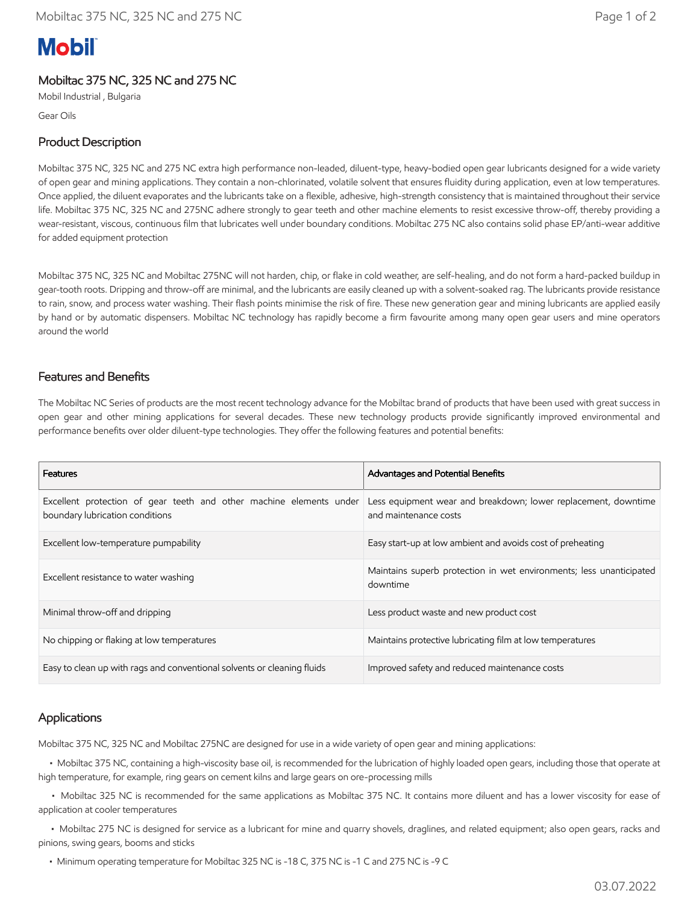Mobil

# Mobiltac 375 NC, 325 NC and 275 NC

Mobil Industrial , Bulgaria

Gear Oils

## Product Description

Mobiltac 375 NC, 325 NC and 275 NC extra high performance non-leaded, diluent-type, heavy-bodied open gear lubricants designed for a wide variety of open gear and mining applications. They contain a non-chlorinated, volatile solvent that ensures fluidity during application, even at low temperatures. Once applied, the diluent evaporates and the lubricants take on a flexible, adhesive, high-strength consistency that is maintained throughout their service life. Mobiltac 375 NC, 325 NC and 275NC adhere strongly to gear teeth and other machine elements to resist excessive throw-off, thereby providing a wear-resistant, viscous, continuous film that lubricates well under boundary conditions. Mobiltac 275 NC also contains solid phase EP/anti-wear additive for added equipment protection

Mobiltac 375 NC, 325 NC and Mobiltac 275NC will not harden, chip, or flake in cold weather, are self-healing, and do not form a hard-packed buildup in gear-tooth roots. Dripping and throw-off are minimal, and the lubricants are easily cleaned up with a solvent-soaked rag. The lubricants provide resistance to rain, snow, and process water washing. Their flash points minimise the risk of fire. These new generation gear and mining lubricants are applied easily by hand or by automatic dispensers. Mobiltac NC technology has rapidly become a firm favourite among many open gear users and mine operators around the world

## Features and Benefits

The Mobiltac NC Series of products are the most recent technology advance for the Mobiltac brand of products that have been used with great success in open gear and other mining applications for several decades. These new technology products provide significantly improved environmental and performance benefits over older diluent-type technologies. They offer the following features and potential benefits:

| Features | Advantages and Potential Benefits |
| --- | --- |
| Excellent protection of gear teeth and other machine elements under boundary lubrication conditions | Less equipment wear and breakdown; lower replacement, downtime and maintenance costs |
| Excellent low-temperature pumpability | Easy start-up at low ambient and avoids cost of preheating |
| Excellent resistance to water washing | Maintains superb protection in wet environments; less unanticipated downtime |
| Minimal throw-off and dripping | Less product waste and new product cost |
| No chipping or flaking at low temperatures | Maintains protective lubricating film at low temperatures |
| Easy to clean up with rags and conventional solvents or cleaning fluids | Improved safety and reduced maintenance costs |

## Applications

Mobiltac 375 NC, 325 NC and Mobiltac 275NC are designed for use in a wide variety of open gear and mining applications:

- Mobiltac 375 NC, containing a high-viscosity base oil, is recommended for the lubrication of highly loaded open gears, including those that operate at high temperature, for example, ring gears on cement kilns and large gears on ore-processing mills
- Mobiltac 325 NC is recommended for the same applications as Mobiltac 375 NC. It contains more diluent and has a lower viscosity for ease of application at cooler temperatures
- Mobiltac 275 NC is designed for service as a lubricant for mine and quarry shovels, draglines, and related equipment; also open gears, racks and pinions, swing gears, booms and sticks
- Minimum operating temperature for Mobiltac 325 NC is -18 C, 375 NC is -1 C and 275 NC is -9 C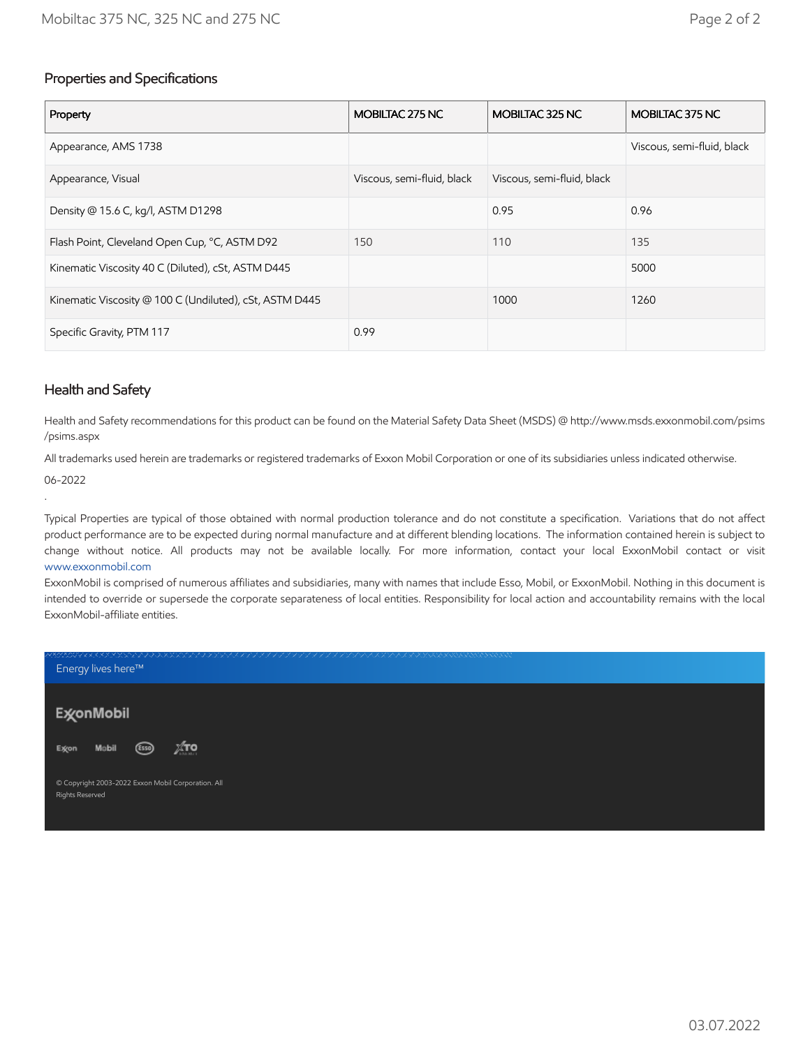## Properties and Specifications

| Property | MOBILTAC 275 NC | MOBILTAC 325 NC | MOBILTAC 375 NC |
|---|---|---|---|
| Appearance, AMS 1738 | | | Viscous, semi-fluid, black |
| Appearance, Visual | Viscous, semi-fluid, black | Viscous, semi-fluid, black | |
| Density @ 15.6 C, kg/l, ASTM D1298 | | 0.95 | 0.96 |
| Flash Point, Cleveland Open Cup, °C, ASTM D92 | 150 | 110 | 135 |
| Kinematic Viscosity 40 C (Diluted), cSt, ASTM D445 | | | 5000 |
| Kinematic Viscosity @ 100 C (Undiluted), cSt, ASTM D445 | | 1000 | 1260 |
| Specific Gravity, PTM 117 | 0.99 | | |

## Health and Safety

Health and Safety recommendations for this product can be found on the Material Safety Data Sheet (MSDS) @ http://www.msds.exxonmobil.com/psims/psims.aspx

All trademarks used herein are trademarks or registered trademarks of Exxon Mobil Corporation or one of its subsidiaries unless indicated otherwise.

06-2022

.

Typical Properties are typical of those obtained with normal production tolerance and do not constitute a specification. Variations that do not affect product performance are to be expected during normal manufacture and at different blending locations. The information contained herein is subject to change without notice. All products may not be available locally. For more information, contact your local ExxonMobil contact or visit www.exxonmobil.com

ExxonMobil is comprised of numerous affiliates and subsidiaries, many with names that include Esso, Mobil, or ExxonMobil. Nothing in this document is intended to override or supersede the corporate separateness of local entities. Responsibility for local action and accountability remains with the local ExxonMobil-affiliate entities.

Energy lives here™

ExxonMobil

Exxon Mobil Esso XTO

© Copyright 2003-2022 Exxon Mobil Corporation. All Rights Reserved

03.07.2022